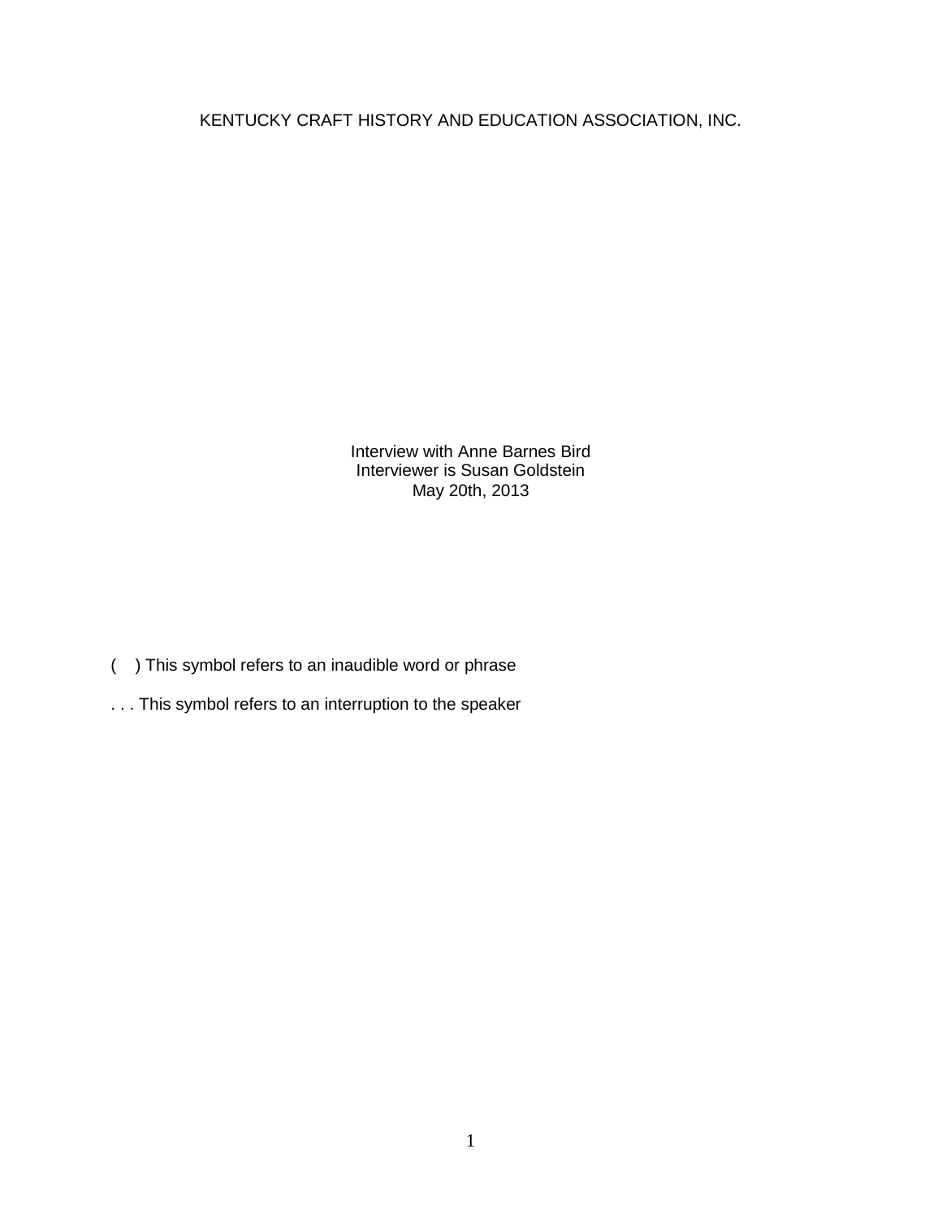# KENTUCKY CRAFT HISTORY AND EDUCATION ASSOCIATION, INC.

Interview with Anne Barnes Bird
Interviewer is Susan Goldstein
May 20th, 2013

(    ) This symbol refers to an inaudible word or phrase

. . . This symbol refers to an interruption to the speaker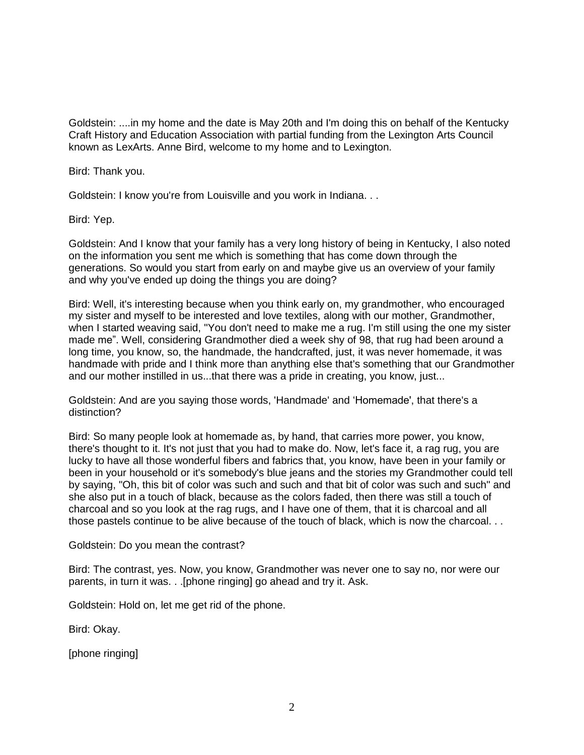Goldstein: ....in my home and the date is May 20th and I'm doing this on behalf of the Kentucky Craft History and Education Association with partial funding from the Lexington Arts Council known as LexArts. Anne Bird, welcome to my home and to Lexington.

Bird: Thank you.

Goldstein: I know you're from Louisville and you work in Indiana. . .

Bird: Yep.

Goldstein: And I know that your family has a very long history of being in Kentucky, I also noted on the information you sent me which is something that has come down through the generations. So would you start from early on and maybe give us an overview of your family and why you've ended up doing the things you are doing?

Bird: Well, it's interesting because when you think early on, my grandmother, who encouraged my sister and myself to be interested and love textiles, along with our mother, Grandmother, when I started weaving said, "You don't need to make me a rug. I'm still using the one my sister made me". Well, considering Grandmother died a week shy of 98, that rug had been around a long time, you know, so, the handmade, the handcrafted, just, it was never homemade, it was handmade with pride and I think more than anything else that's something that our Grandmother and our mother instilled in us...that there was a pride in creating, you know, just...

Goldstein: And are you saying those words, 'Handmade' and 'Homemade', that there's a distinction?

Bird: So many people look at homemade as, by hand, that carries more power, you know, there's thought to it. It's not just that you had to make do. Now, let's face it, a rag rug, you are lucky to have all those wonderful fibers and fabrics that, you know, have been in your family or been in your household or it's somebody's blue jeans and the stories my Grandmother could tell by saying, "Oh, this bit of color was such and such and that bit of color was such and such" and she also put in a touch of black, because as the colors faded, then there was still a touch of charcoal and so you look at the rag rugs, and I have one of them, that it is charcoal and all those pastels continue to be alive because of the touch of black, which is now the charcoal. . .

Goldstein: Do you mean the contrast?

Bird: The contrast, yes. Now, you know, Grandmother was never one to say no, nor were our parents, in turn it was. . .[phone ringing] go ahead and try it. Ask.

Goldstein: Hold on, let me get rid of the phone.

Bird: Okay.

[phone ringing]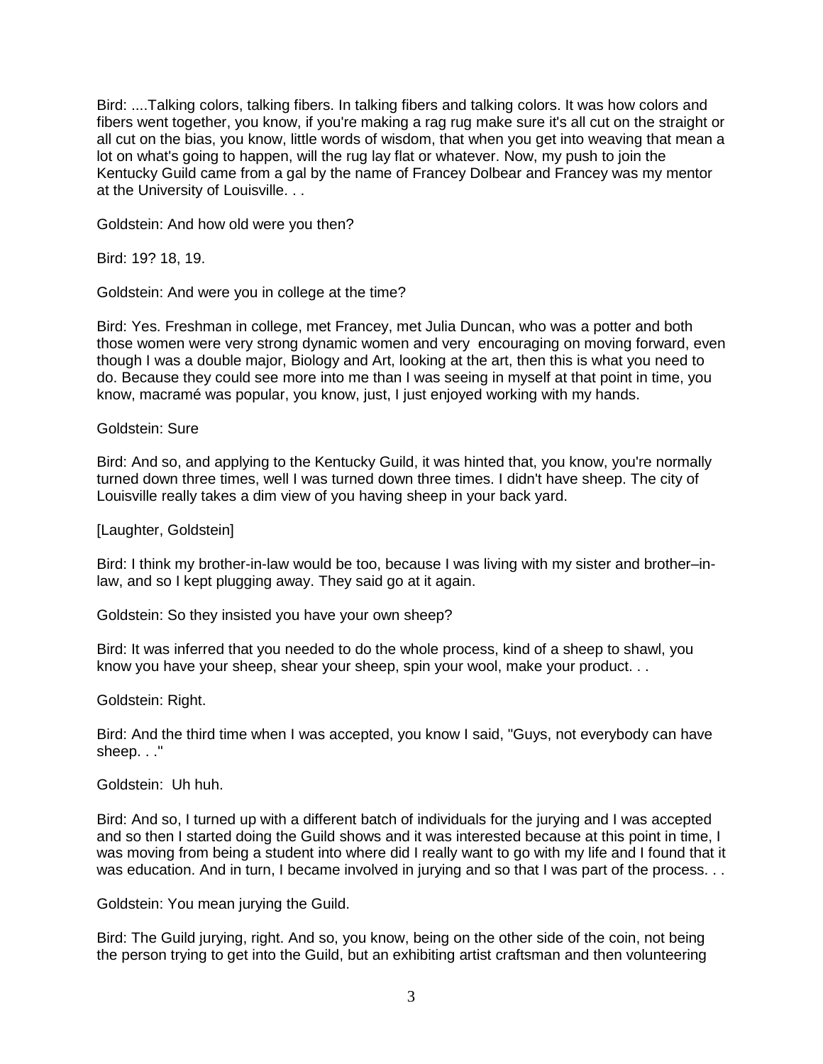Bird: ....Talking colors, talking fibers. In talking fibers and talking colors. It was how colors and fibers went together, you know, if you're making a rag rug make sure it's all cut on the straight or all cut on the bias, you know, little words of wisdom, that when you get into weaving that mean a lot on what's going to happen, will the rug lay flat or whatever. Now, my push to join the Kentucky Guild came from a gal by the name of Francey Dolbear and Francey was my mentor at the University of Louisville. . .

Goldstein: And how old were you then?

Bird: 19? 18, 19.

Goldstein: And were you in college at the time?

Bird: Yes. Freshman in college, met Francey, met Julia Duncan, who was a potter and both those women were very strong dynamic women and very encouraging on moving forward, even though I was a double major, Biology and Art, looking at the art, then this is what you need to do. Because they could see more into me than I was seeing in myself at that point in time, you know, macramé was popular, you know, just, I just enjoyed working with my hands.

Goldstein: Sure

Bird: And so, and applying to the Kentucky Guild, it was hinted that, you know, you're normally turned down three times, well I was turned down three times. I didn't have sheep. The city of Louisville really takes a dim view of you having sheep in your back yard.

[Laughter, Goldstein]

Bird: I think my brother-in-law would be too, because I was living with my sister and brother–in-law, and so I kept plugging away. They said go at it again.

Goldstein: So they insisted you have your own sheep?

Bird: It was inferred that you needed to do the whole process, kind of a sheep to shawl, you know you have your sheep, shear your sheep, spin your wool, make your product. . .

Goldstein: Right.

Bird: And the third time when I was accepted, you know I said, "Guys, not everybody can have sheep. . ."

Goldstein: Uh huh.

Bird: And so, I turned up with a different batch of individuals for the jurying and I was accepted and so then I started doing the Guild shows and it was interested because at this point in time, I was moving from being a student into where did I really want to go with my life and I found that it was education. And in turn, I became involved in jurying and so that I was part of the process. . .

Goldstein: You mean jurying the Guild.

Bird: The Guild jurying, right. And so, you know, being on the other side of the coin, not being the person trying to get into the Guild, but an exhibiting artist craftsman and then volunteering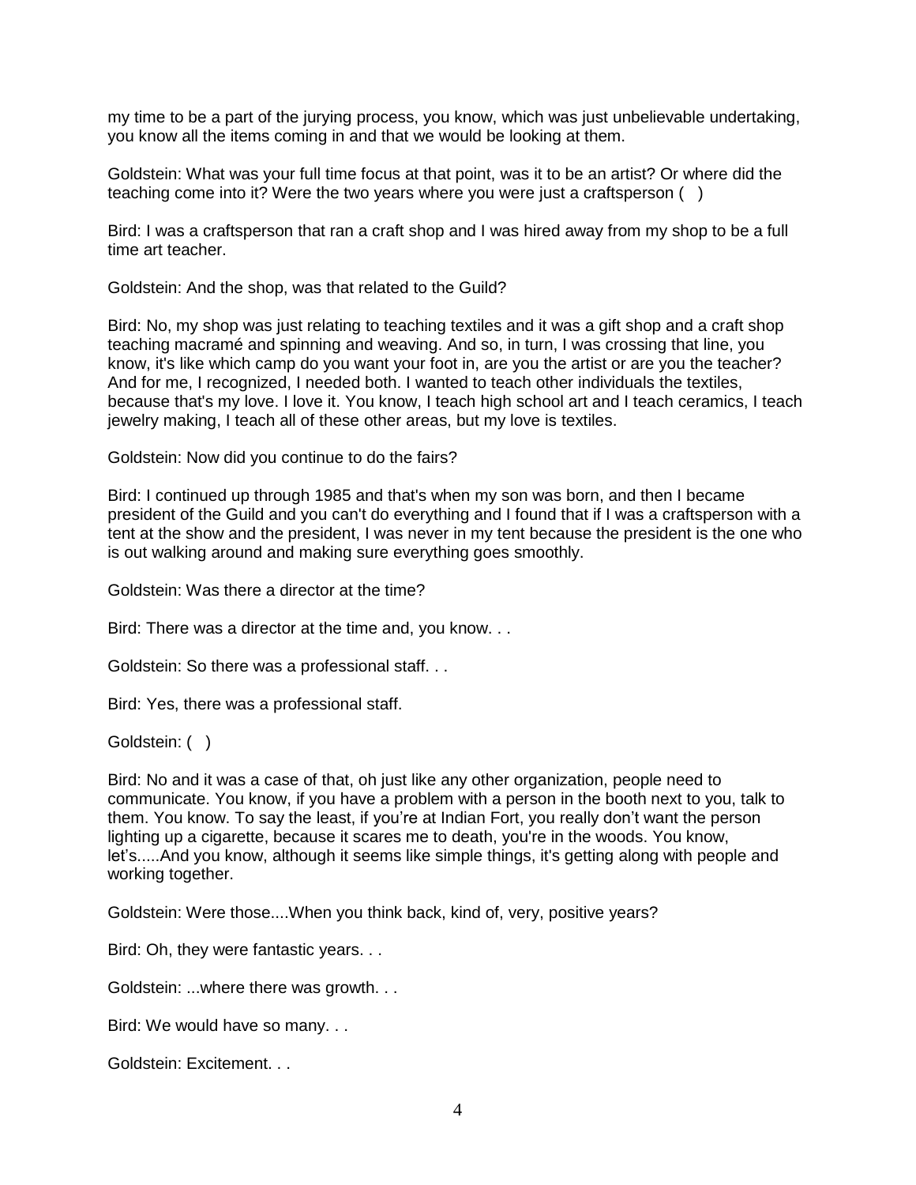my time to be a part of the jurying process, you know, which was just unbelievable undertaking, you know all the items coming in and that we would be looking at them.

Goldstein: What was your full time focus at that point, was it to be an artist? Or where did the teaching come into it? Were the two years where you were just a craftsperson ( )

Bird: I was a craftsperson that ran a craft shop and I was hired away from my shop to be a full time art teacher.

Goldstein: And the shop, was that related to the Guild?

Bird: No, my shop was just relating to teaching textiles and it was a gift shop and a craft shop teaching macramé and spinning and weaving. And so, in turn, I was crossing that line, you know, it's like which camp do you want your foot in, are you the artist or are you the teacher? And for me, I recognized, I needed both. I wanted to teach other individuals the textiles, because that's my love. I love it. You know, I teach high school art and I teach ceramics, I teach jewelry making, I teach all of these other areas, but my love is textiles.

Goldstein: Now did you continue to do the fairs?

Bird: I continued up through 1985 and that's when my son was born, and then I became president of the Guild and you can't do everything and I found that if I was a craftsperson with a tent at the show and the president, I was never in my tent because the president is the one who is out walking around and making sure everything goes smoothly.

Goldstein: Was there a director at the time?

Bird: There was a director at the time and, you know. . .

Goldstein: So there was a professional staff. . .

Bird: Yes, there was a professional staff.

Goldstein: ( )

Bird: No and it was a case of that, oh just like any other organization, people need to communicate. You know, if you have a problem with a person in the booth next to you, talk to them. You know. To say the least, if you're at Indian Fort, you really don't want the person lighting up a cigarette, because it scares me to death, you're in the woods. You know, let's.....And you know, although it seems like simple things, it's getting along with people and working together.

Goldstein: Were those....When you think back, kind of, very, positive years?

Bird: Oh, they were fantastic years. . .

Goldstein: ...where there was growth. . .

Bird: We would have so many. . .

Goldstein: Excitement. . .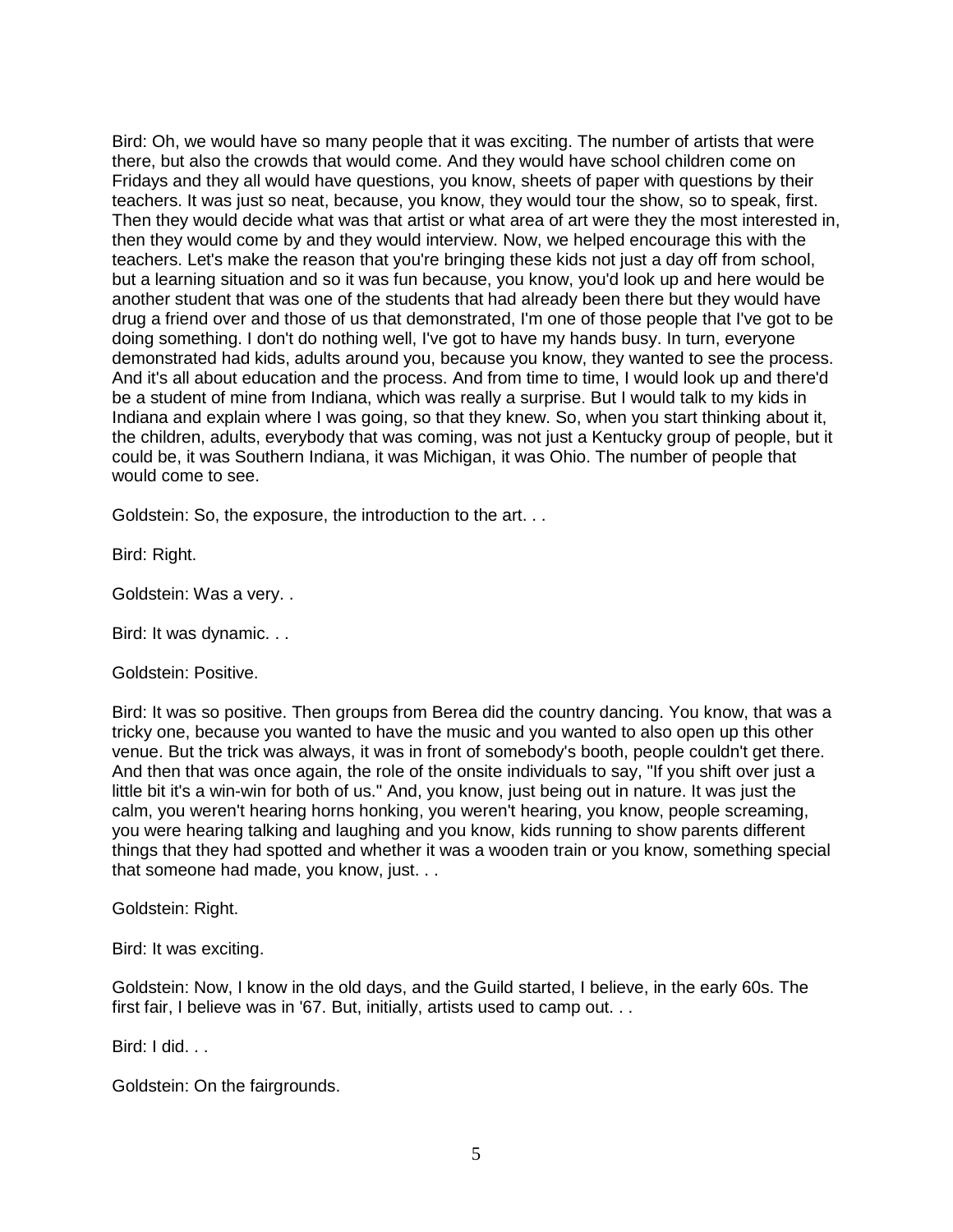Bird: Oh, we would have so many people that it was exciting. The number of artists that were there, but also the crowds that would come. And they would have school children come on Fridays and they all would have questions, you know, sheets of paper with questions by their teachers. It was just so neat, because, you know, they would tour the show, so to speak, first. Then they would decide what was that artist or what area of art were they the most interested in, then they would come by and they would interview. Now, we helped encourage this with the teachers. Let's make the reason that you're bringing these kids not just a day off from school, but a learning situation and so it was fun because, you know, you'd look up and here would be another student that was one of the students that had already been there but they would have drug a friend over and those of us that demonstrated, I'm one of those people that I've got to be doing something. I don't do nothing well, I've got to have my hands busy. In turn, everyone demonstrated had kids, adults around you, because you know, they wanted to see the process. And it's all about education and the process. And from time to time, I would look up and there'd be a student of mine from Indiana, which was really a surprise. But I would talk to my kids in Indiana and explain where I was going, so that they knew. So, when you start thinking about it, the children, adults, everybody that was coming, was not just a Kentucky group of people, but it could be, it was Southern Indiana, it was Michigan, it was Ohio. The number of people that would come to see.

Goldstein: So, the exposure, the introduction to the art. . .

Bird: Right.

Goldstein: Was a very. .

Bird: It was dynamic. . .

Goldstein: Positive.

Bird: It was so positive. Then groups from Berea did the country dancing. You know, that was a tricky one, because you wanted to have the music and you wanted to also open up this other venue. But the trick was always, it was in front of somebody's booth, people couldn't get there. And then that was once again, the role of the onsite individuals to say, "If you shift over just a little bit it's a win-win for both of us." And, you know, just being out in nature. It was just the calm, you weren't hearing horns honking, you weren't hearing, you know, people screaming, you were hearing talking and laughing and you know, kids running to show parents different things that they had spotted and whether it was a wooden train or you know, something special that someone had made, you know, just. . .

Goldstein: Right.

Bird: It was exciting.

Goldstein: Now, I know in the old days, and the Guild started, I believe, in the early 60s. The first fair, I believe was in '67. But, initially, artists used to camp out. . .

Bird: I did. . .

Goldstein: On the fairgrounds.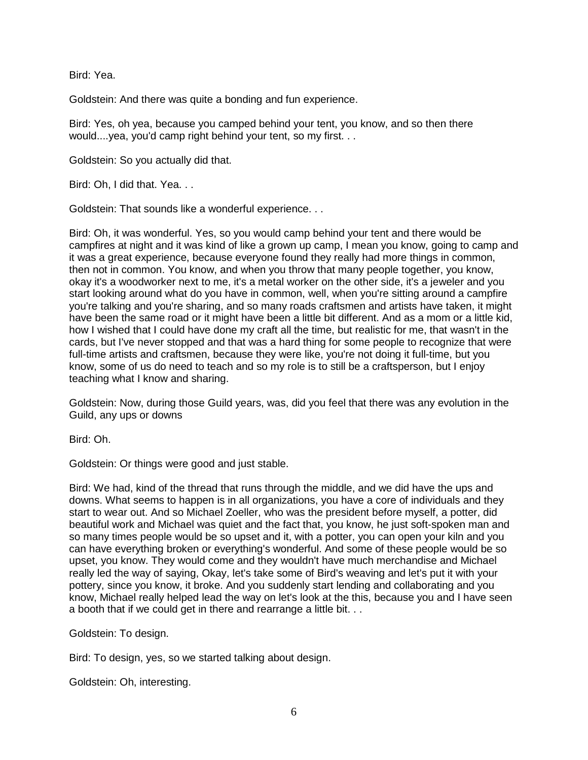Bird: Yea.

Goldstein: And there was quite a bonding and fun experience.

Bird: Yes, oh yea, because you camped behind your tent, you know, and so then there would....yea, you'd camp right behind your tent, so my first. . .

Goldstein: So you actually did that.

Bird: Oh, I did that. Yea. . .

Goldstein: That sounds like a wonderful experience. . .

Bird: Oh, it was wonderful. Yes, so you would camp behind your tent and there would be campfires at night and it was kind of like a grown up camp, I mean you know, going to camp and it was a great experience, because everyone found they really had more things in common, then not in common. You know, and when you throw that many people together, you know, okay it's a woodworker next to me, it's a metal worker on the other side, it's a jeweler and you start looking around what do you have in common, well, when you're sitting around a campfire you're talking and you're sharing, and so many roads craftsmen and artists have taken, it might have been the same road or it might have been a little bit different. And as a mom or a little kid, how I wished that I could have done my craft all the time, but realistic for me, that wasn't in the cards, but I've never stopped and that was a hard thing for some people to recognize that were full-time artists and craftsmen, because they were like, you're not doing it full-time, but you know, some of us do need to teach and so my role is to still be a craftsperson, but I enjoy teaching what I know and sharing.

Goldstein: Now, during those Guild years, was, did you feel that there was any evolution in the Guild, any ups or downs

Bird: Oh.

Goldstein: Or things were good and just stable.

Bird: We had, kind of the thread that runs through the middle, and we did have the ups and downs. What seems to happen is in all organizations, you have a core of individuals and they start to wear out. And so Michael Zoeller, who was the president before myself, a potter, did beautiful work and Michael was quiet and the fact that, you know, he just soft-spoken man and so many times people would be so upset and it, with a potter, you can open your kiln and you can have everything broken or everything's wonderful. And some of these people would be so upset, you know. They would come and they wouldn't have much merchandise and Michael really led the way of saying, Okay, let's take some of Bird's weaving and let's put it with your pottery, since you know, it broke. And you suddenly start lending and collaborating and you know, Michael really helped lead the way on let's look at the this, because you and I have seen a booth that if we could get in there and rearrange a little bit. . .

Goldstein: To design.

Bird: To design, yes, so we started talking about design.

Goldstein: Oh, interesting.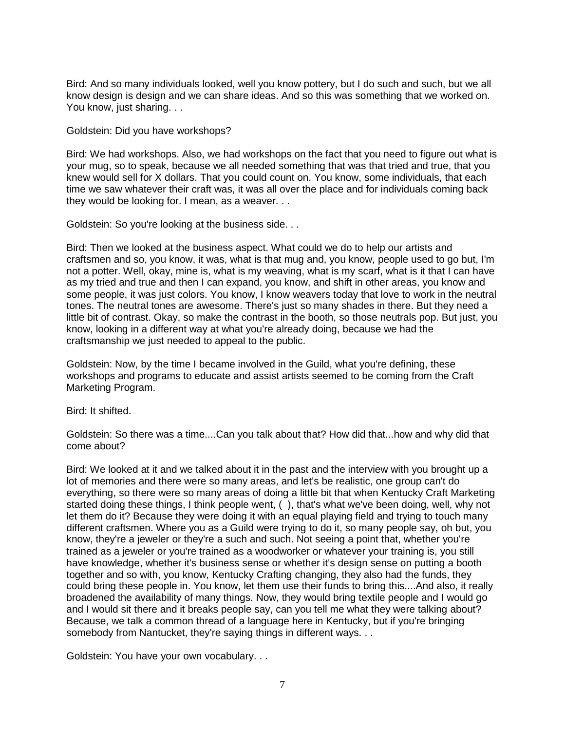Bird: And so many individuals looked, well you know pottery, but I do such and such, but we all know design is design and we can share ideas. And so this was something that we worked on. You know, just sharing. . .

Goldstein: Did you have workshops?

Bird: We had workshops. Also, we had workshops on the fact that you need to figure out what is your mug, so to speak, because we all needed something that was that tried and true, that you knew would sell for X dollars. That you could count on. You know, some individuals, that each time we saw whatever their craft was, it was all over the place and for individuals coming back they would be looking for. I mean, as a weaver. . .

Goldstein: So you're looking at the business side. . .

Bird: Then we looked at the business aspect. What could we do to help our artists and craftsmen and so, you know, it was, what is that mug and, you know, people used to go but, I'm not a potter. Well, okay, mine is, what is my weaving, what is my scarf, what is it that I can have as my tried and true and then I can expand, you know, and shift in other areas, you know and some people, it was just colors. You know, I know weavers today that love to work in the neutral tones. The neutral tones are awesome. There's just so many shades in there. But they need a little bit of contrast. Okay, so make the contrast in the booth, so those neutrals pop. But just, you know, looking in a different way at what you're already doing, because we had the craftsmanship we just needed to appeal to the public.

Goldstein: Now, by the time I became involved in the Guild, what you're defining, these workshops and programs to educate and assist artists seemed to be coming from the Craft Marketing Program.

Bird: It shifted.

Goldstein: So there was a time....Can you talk about that? How did that...how and why did that come about?

Bird: We looked at it and we talked about it in the past and the interview with you brought up a lot of memories and there were so many areas, and let's be realistic, one group can't do everything, so there were so many areas of doing a little bit that when Kentucky Craft Marketing started doing these things, I think people went, ( ), that's what we've been doing, well, why not let them do it? Because they were doing it with an equal playing field and trying to touch many different craftsmen. Where you as a Guild were trying to do it, so many people say, oh but, you know, they're a jeweler or they're a such and such. Not seeing a point that, whether you're trained as a jeweler or you're trained as a woodworker or whatever your training is, you still have knowledge, whether it's business sense or whether it's design sense on putting a booth together and so with, you know, Kentucky Crafting changing, they also had the funds, they could bring these people in. You know, let them use their funds to bring this....And also, it really broadened the availability of many things. Now, they would bring textile people and I would go and I would sit there and it breaks people say, can you tell me what they were talking about? Because, we talk a common thread of a language here in Kentucky, but if you're bringing somebody from Nantucket, they're saying things in different ways. . .

Goldstein: You have your own vocabulary. . .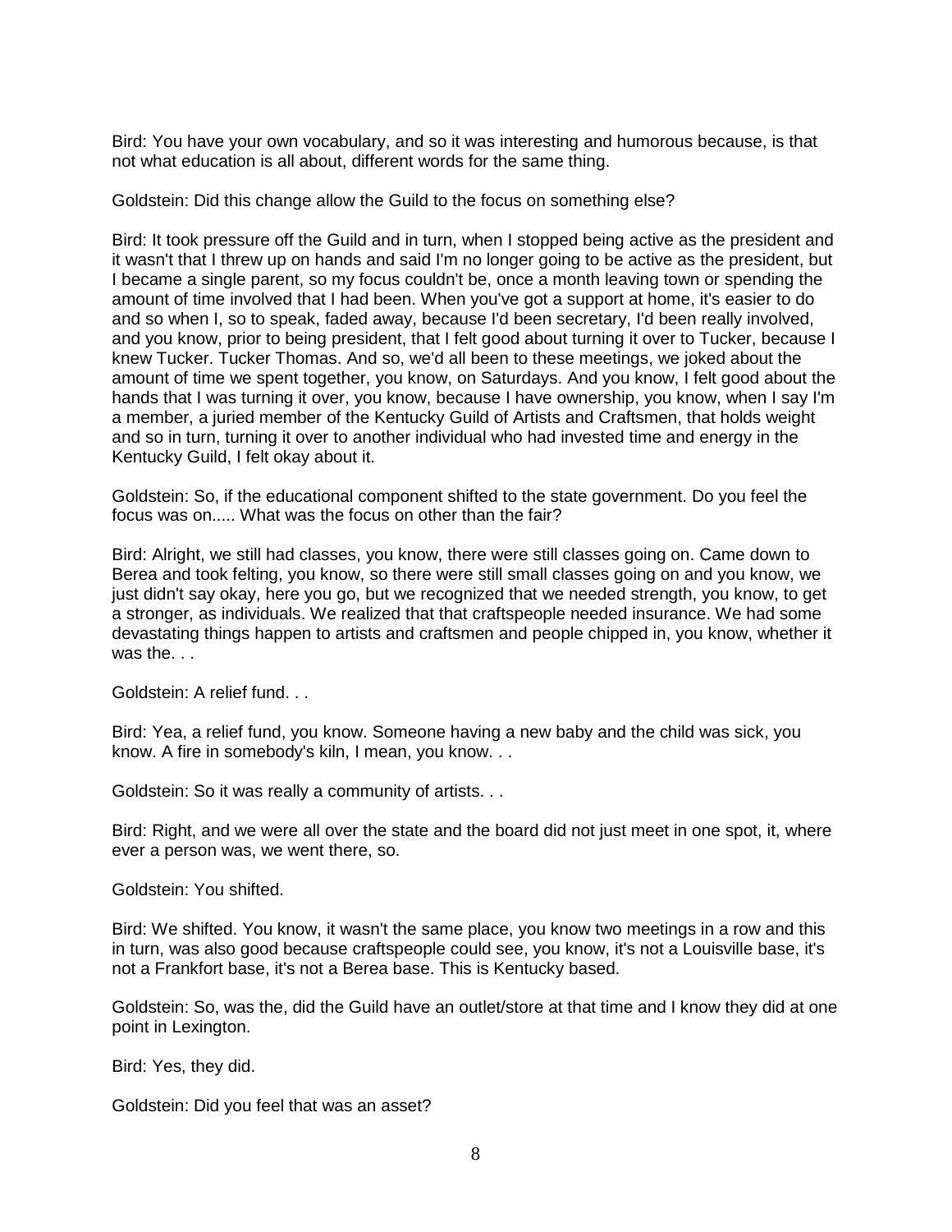Bird: You have your own vocabulary, and so it was interesting and humorous because, is that not what education is all about, different words for the same thing.

Goldstein: Did this change allow the Guild to the focus on something else?

Bird: It took pressure off the Guild and in turn, when I stopped being active as the president and it wasn't that I threw up on hands and said I'm no longer going to be active as the president, but I became a single parent, so my focus couldn't be, once a month leaving town or spending the amount of time involved that I had been. When you've got a support at home, it's easier to do and so when I, so to speak, faded away, because I'd been secretary, I'd been really involved, and you know, prior to being president, that I felt good about turning it over to Tucker, because I knew Tucker. Tucker Thomas. And so, we'd all been to these meetings, we joked about the amount of time we spent together, you know, on Saturdays. And you know, I felt good about the hands that I was turning it over, you know, because I have ownership, you know, when I say I'm a member, a juried member of the Kentucky Guild of Artists and Craftsmen, that holds weight and so in turn, turning it over to another individual who had invested time and energy in the Kentucky Guild, I felt okay about it.

Goldstein: So, if the educational component shifted to the state government. Do you feel the focus was on..... What was the focus on other than the fair?

Bird: Alright, we still had classes, you know, there were still classes going on. Came down to Berea and took felting, you know, so there were still small classes going on and you know, we just didn't say okay, here you go, but we recognized that we needed strength, you know, to get a stronger, as individuals. We realized that that craftspeople needed insurance. We had some devastating things happen to artists and craftsmen and people chipped in, you know, whether it was the. . .

Goldstein: A relief fund. . .

Bird: Yea, a relief fund, you know. Someone having a new baby and the child was sick, you know. A fire in somebody's kiln, I mean, you know. . .

Goldstein: So it was really a community of artists. . .

Bird: Right, and we were all over the state and the board did not just meet in one spot, it, where ever a person was, we went there, so.

Goldstein: You shifted.

Bird: We shifted. You know, it wasn't the same place, you know two meetings in a row and this in turn, was also good because craftspeople could see, you know, it's not a Louisville base, it's not a Frankfort base, it's not a Berea base. This is Kentucky based.

Goldstein: So, was the, did the Guild have an outlet/store at that time and I know they did at one point in Lexington.

Bird: Yes, they did.

Goldstein: Did you feel that was an asset?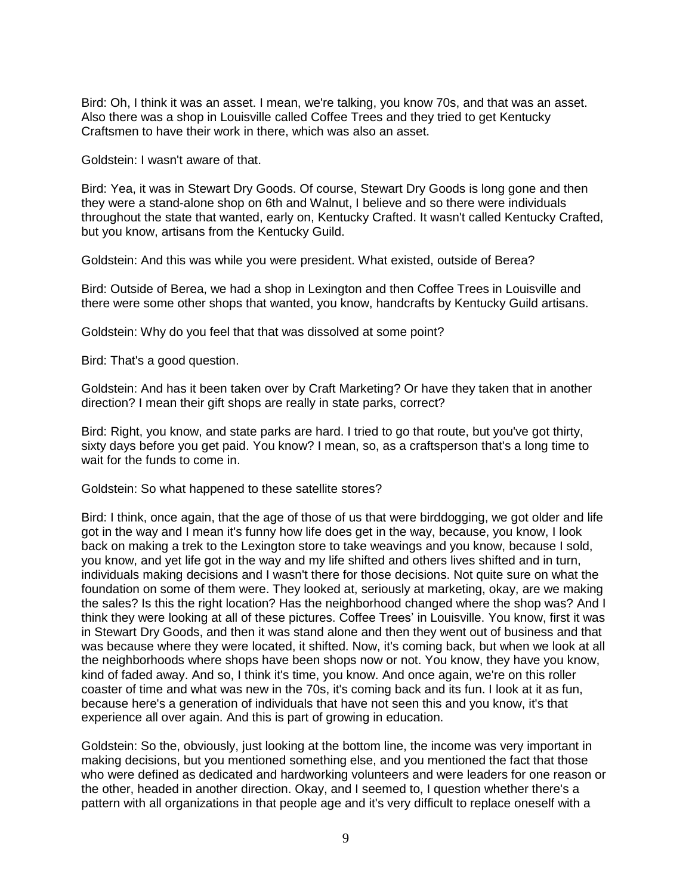Bird: Oh, I think it was an asset. I mean, we're talking, you know 70s, and that was an asset. Also there was a shop in Louisville called Coffee Trees and they tried to get Kentucky Craftsmen to have their work in there, which was also an asset.

Goldstein: I wasn't aware of that.

Bird: Yea, it was in Stewart Dry Goods. Of course, Stewart Dry Goods is long gone and then they were a stand-alone shop on 6th and Walnut, I believe and so there were individuals throughout the state that wanted, early on, Kentucky Crafted. It wasn't called Kentucky Crafted, but you know, artisans from the Kentucky Guild.

Goldstein: And this was while you were president. What existed, outside of Berea?

Bird: Outside of Berea, we had a shop in Lexington and then Coffee Trees in Louisville and there were some other shops that wanted, you know, handcrafts by Kentucky Guild artisans.

Goldstein: Why do you feel that that was dissolved at some point?

Bird: That's a good question.

Goldstein: And has it been taken over by Craft Marketing? Or have they taken that in another direction? I mean their gift shops are really in state parks, correct?

Bird: Right, you know, and state parks are hard. I tried to go that route, but you've got thirty, sixty days before you get paid. You know? I mean, so, as a craftsperson that's a long time to wait for the funds to come in.

Goldstein: So what happened to these satellite stores?

Bird: I think, once again, that the age of those of us that were birddogging, we got older and life got in the way and I mean it's funny how life does get in the way, because, you know, I look back on making a trek to the Lexington store to take weavings and you know, because I sold, you know, and yet life got in the way and my life shifted and others lives shifted and in turn, individuals making decisions and I wasn't there for those decisions. Not quite sure on what the foundation on some of them were. They looked at, seriously at marketing, okay, are we making the sales? Is this the right location? Has the neighborhood changed where the shop was? And I think they were looking at all of these pictures. Coffee Trees' in Louisville. You know, first it was in Stewart Dry Goods, and then it was stand alone and then they went out of business and that was because where they were located, it shifted. Now, it's coming back, but when we look at all the neighborhoods where shops have been shops now or not. You know, they have you know, kind of faded away. And so, I think it's time, you know. And once again, we're on this roller coaster of time and what was new in the 70s, it's coming back and its fun. I look at it as fun, because here's a generation of individuals that have not seen this and you know, it's that experience all over again. And this is part of growing in education.

Goldstein: So the, obviously, just looking at the bottom line, the income was very important in making decisions, but you mentioned something else, and you mentioned the fact that those who were defined as dedicated and hardworking volunteers and were leaders for one reason or the other, headed in another direction. Okay, and I seemed to, I question whether there's a pattern with all organizations in that people age and it's very difficult to replace oneself with a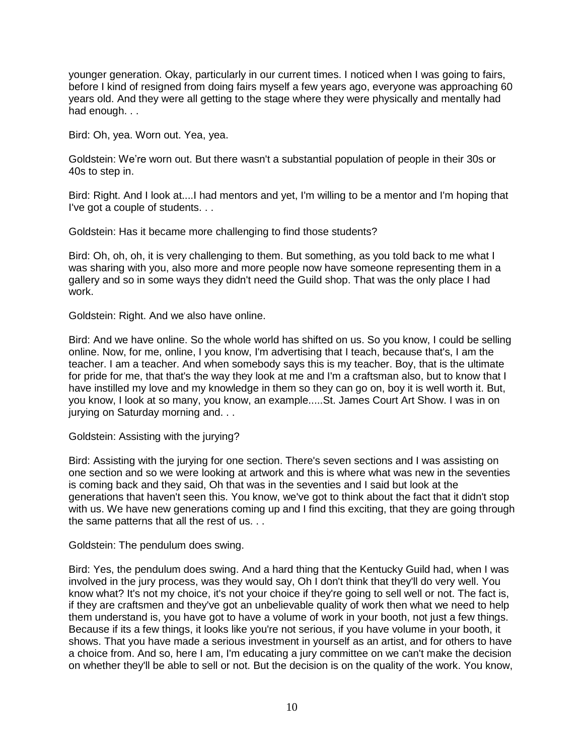younger generation. Okay, particularly in our current times. I noticed when I was going to fairs, before I kind of resigned from doing fairs myself a few years ago, everyone was approaching 60 years old. And they were all getting to the stage where they were physically and mentally had had enough. . .

Bird: Oh, yea. Worn out. Yea, yea.

Goldstein: We're worn out. But there wasn't a substantial population of people in their 30s or 40s to step in.

Bird: Right. And I look at....I had mentors and yet, I'm willing to be a mentor and I'm hoping that I've got a couple of students. . .

Goldstein: Has it became more challenging to find those students?

Bird: Oh, oh, oh, it is very challenging to them. But something, as you told back to me what I was sharing with you, also more and more people now have someone representing them in a gallery and so in some ways they didn't need the Guild shop. That was the only place I had work.

Goldstein: Right. And we also have online.

Bird: And we have online. So the whole world has shifted on us. So you know, I could be selling online. Now, for me, online, I you know, I'm advertising that I teach, because that's, I am the teacher. I am a teacher. And when somebody says this is my teacher. Boy, that is the ultimate for pride for me, that that's the way they look at me and I'm a craftsman also, but to know that I have instilled my love and my knowledge in them so they can go on, boy it is well worth it. But, you know, I look at so many, you know, an example.....St. James Court Art Show. I was in on jurying on Saturday morning and. . .

Goldstein: Assisting with the jurying?

Bird: Assisting with the jurying for one section. There's seven sections and I was assisting on one section and so we were looking at artwork and this is where what was new in the seventies is coming back and they said, Oh that was in the seventies and I said but look at the generations that haven't seen this. You know, we've got to think about the fact that it didn't stop with us. We have new generations coming up and I find this exciting, that they are going through the same patterns that all the rest of us. . .

Goldstein: The pendulum does swing.

Bird: Yes, the pendulum does swing. And a hard thing that the Kentucky Guild had, when I was involved in the jury process, was they would say, Oh I don't think that they'll do very well. You know what? It's not my choice, it's not your choice if they're going to sell well or not. The fact is, if they are craftsmen and they've got an unbelievable quality of work then what we need to help them understand is, you have got to have a volume of work in your booth, not just a few things. Because if its a few things, it looks like you're not serious, if you have volume in your booth, it shows. That you have made a serious investment in yourself as an artist, and for others to have a choice from. And so, here I am, I'm educating a jury committee on we can't make the decision on whether they'll be able to sell or not. But the decision is on the quality of the work. You know,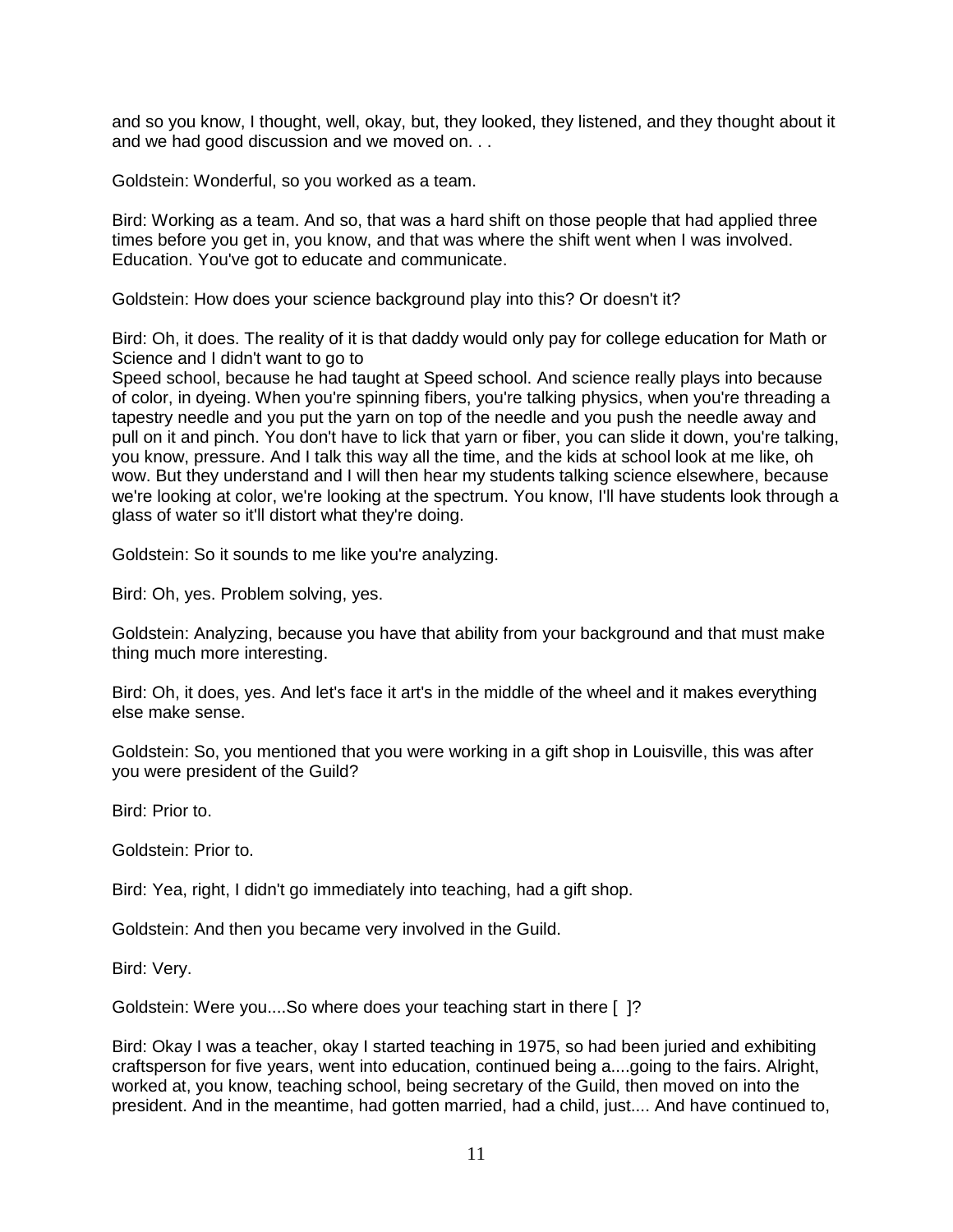and so you know, I thought, well, okay, but, they looked, they listened, and they thought about it and we had good discussion and we moved on. . .

Goldstein: Wonderful, so you worked as a team.

Bird: Working as a team. And so, that was a hard shift on those people that had applied three times before you get in, you know, and that was where the shift went when I was involved. Education. You've got to educate and communicate.

Goldstein: How does your science background play into this? Or doesn't it?

Bird: Oh, it does. The reality of it is that daddy would only pay for college education for Math or Science and I didn't want to go to
Speed school, because he had taught at Speed school. And science really plays into because of color, in dyeing. When you're spinning fibers, you're talking physics, when you're threading a tapestry needle and you put the yarn on top of the needle and you push the needle away and pull on it and pinch. You don't have to lick that yarn or fiber, you can slide it down, you're talking, you know, pressure. And I talk this way all the time, and the kids at school look at me like, oh wow. But they understand and I will then hear my students talking science elsewhere, because we're looking at color, we're looking at the spectrum. You know, I'll have students look through a glass of water so it'll distort what they're doing.

Goldstein: So it sounds to me like you're analyzing.

Bird: Oh, yes. Problem solving, yes.

Goldstein: Analyzing, because you have that ability from your background and that must make thing much more interesting.

Bird: Oh, it does, yes. And let's face it art's in the middle of the wheel and it makes everything else make sense.

Goldstein: So, you mentioned that you were working in a gift shop in Louisville, this was after you were president of the Guild?

Bird: Prior to.

Goldstein: Prior to.

Bird: Yea, right, I didn't go immediately into teaching, had a gift shop.

Goldstein: And then you became very involved in the Guild.

Bird: Very.

Goldstein: Were you....So where does your teaching start in there [ ]?

Bird: Okay I was a teacher, okay I started teaching in 1975, so had been juried and exhibiting craftsperson for five years, went into education, continued being a....going to the fairs. Alright, worked at, you know, teaching school, being secretary of the Guild, then moved on into the president. And in the meantime, had gotten married, had a child, just.... And have continued to,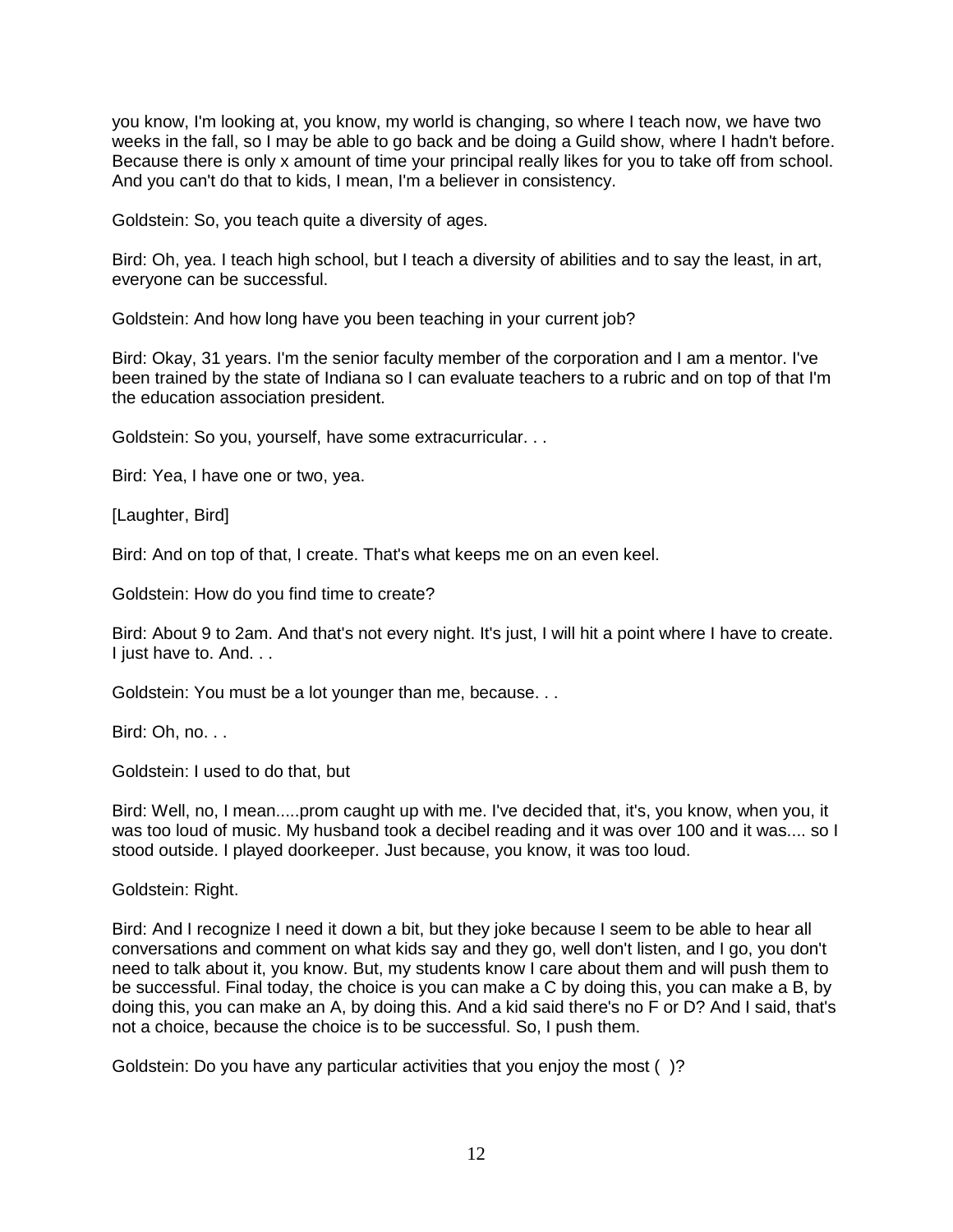you know, I'm looking at, you know, my world is changing, so where I teach now, we have two weeks in the fall, so I may be able to go back and be doing a Guild show, where I hadn't before. Because there is only x amount of time your principal really likes for you to take off from school. And you can't do that to kids, I mean, I'm a believer in consistency.

Goldstein: So, you teach quite a diversity of ages.

Bird: Oh, yea. I teach high school, but I teach a diversity of abilities and to say the least, in art, everyone can be successful.

Goldstein: And how long have you been teaching in your current job?

Bird: Okay, 31 years. I'm the senior faculty member of the corporation and I am a mentor. I've been trained by the state of Indiana so I can evaluate teachers to a rubric and on top of that I'm the education association president.

Goldstein: So you, yourself, have some extracurricular. . .

Bird: Yea, I have one or two, yea.

[Laughter, Bird]

Bird: And on top of that, I create. That's what keeps me on an even keel.

Goldstein: How do you find time to create?

Bird: About 9 to 2am. And that's not every night. It's just, I will hit a point where I have to create. I just have to. And. . .

Goldstein: You must be a lot younger than me, because. . .

Bird: Oh, no. . .

Goldstein: I used to do that, but

Bird: Well, no, I mean.....prom caught up with me. I've decided that, it's, you know, when you, it was too loud of music. My husband took a decibel reading and it was over 100 and it was.... so I stood outside. I played doorkeeper. Just because, you know, it was too loud.

Goldstein: Right.

Bird: And I recognize I need it down a bit, but they joke because I seem to be able to hear all conversations and comment on what kids say and they go, well don't listen, and I go, you don't need to talk about it, you know. But, my students know I care about them and will push them to be successful. Final today, the choice is you can make a C by doing this, you can make a B, by doing this, you can make an A, by doing this. And a kid said there's no F or D? And I said, that's not a choice, because the choice is to be successful. So, I push them.

Goldstein: Do you have any particular activities that you enjoy the most ( )?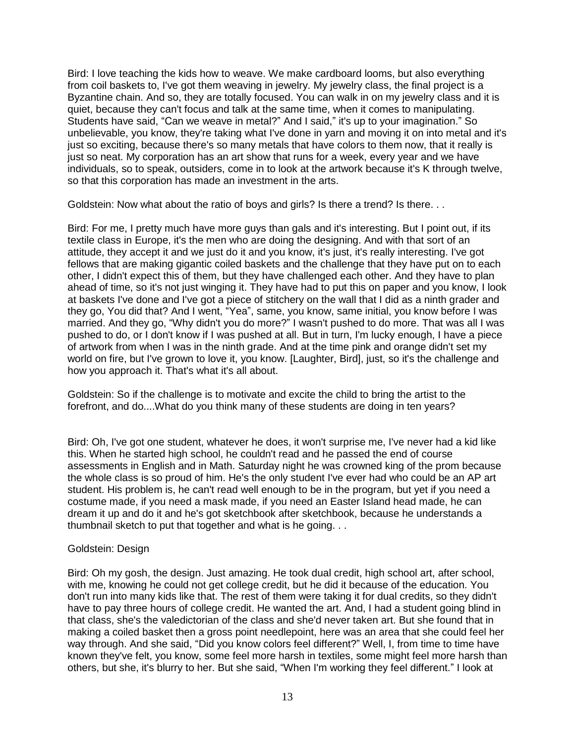Bird: I love teaching the kids how to weave. We make cardboard looms, but also everything from coil baskets to, I've got them weaving in jewelry. My jewelry class, the final project is a Byzantine chain. And so, they are totally focused. You can walk in on my jewelry class and it is quiet, because they can't focus and talk at the same time, when it comes to manipulating. Students have said, "Can we weave in metal?" And I said," it's up to your imagination." So unbelievable, you know, they're taking what I've done in yarn and moving it on into metal and it's just so exciting, because there's so many metals that have colors to them now, that it really is just so neat. My corporation has an art show that runs for a week, every year and we have individuals, so to speak, outsiders, come in to look at the artwork because it's K through twelve, so that this corporation has made an investment in the arts.

Goldstein: Now what about the ratio of boys and girls? Is there a trend? Is there. . .

Bird: For me, I pretty much have more guys than gals and it's interesting. But I point out, if its textile class in Europe, it's the men who are doing the designing. And with that sort of an attitude, they accept it and we just do it and you know, it's just, it's really interesting. I've got fellows that are making gigantic coiled baskets and the challenge that they have put on to each other, I didn't expect this of them, but they have challenged each other. And they have to plan ahead of time, so it's not just winging it. They have had to put this on paper and you know, I look at baskets I've done and I've got a piece of stitchery on the wall that I did as a ninth grader and they go, You did that? And I went, "Yea", same, you know, same initial, you know before I was married. And they go, "Why didn't you do more?" I wasn't pushed to do more. That was all I was pushed to do, or I don't know if I was pushed at all. But in turn, I'm lucky enough, I have a piece of artwork from when I was in the ninth grade. And at the time pink and orange didn't set my world on fire, but I've grown to love it, you know. [Laughter, Bird], just, so it's the challenge and how you approach it. That's what it's all about.

Goldstein: So if the challenge is to motivate and excite the child to bring the artist to the forefront, and do....What do you think many of these students are doing in ten years?

Bird: Oh, I've got one student, whatever he does, it won't surprise me, I've never had a kid like this. When he started high school, he couldn't read and he passed the end of course assessments in English and in Math. Saturday night he was crowned king of the prom because the whole class is so proud of him. He's the only student I've ever had who could be an AP art student. His problem is, he can't read well enough to be in the program, but yet if you need a costume made, if you need a mask made, if you need an Easter Island head made, he can dream it up and do it and he's got sketchbook after sketchbook, because he understands a thumbnail sketch to put that together and what is he going. . .

Goldstein: Design

Bird: Oh my gosh, the design. Just amazing. He took dual credit, high school art, after school, with me, knowing he could not get college credit, but he did it because of the education. You don't run into many kids like that. The rest of them were taking it for dual credits, so they didn't have to pay three hours of college credit. He wanted the art. And, I had a student going blind in that class, she's the valedictorian of the class and she'd never taken art. But she found that in making a coiled basket then a gross point needlepoint, here was an area that she could feel her way through. And she said, "Did you know colors feel different?" Well, I, from time to time have known they've felt, you know, some feel more harsh in textiles, some might feel more harsh than others, but she, it's blurry to her. But she said, "When I'm working they feel different." I look at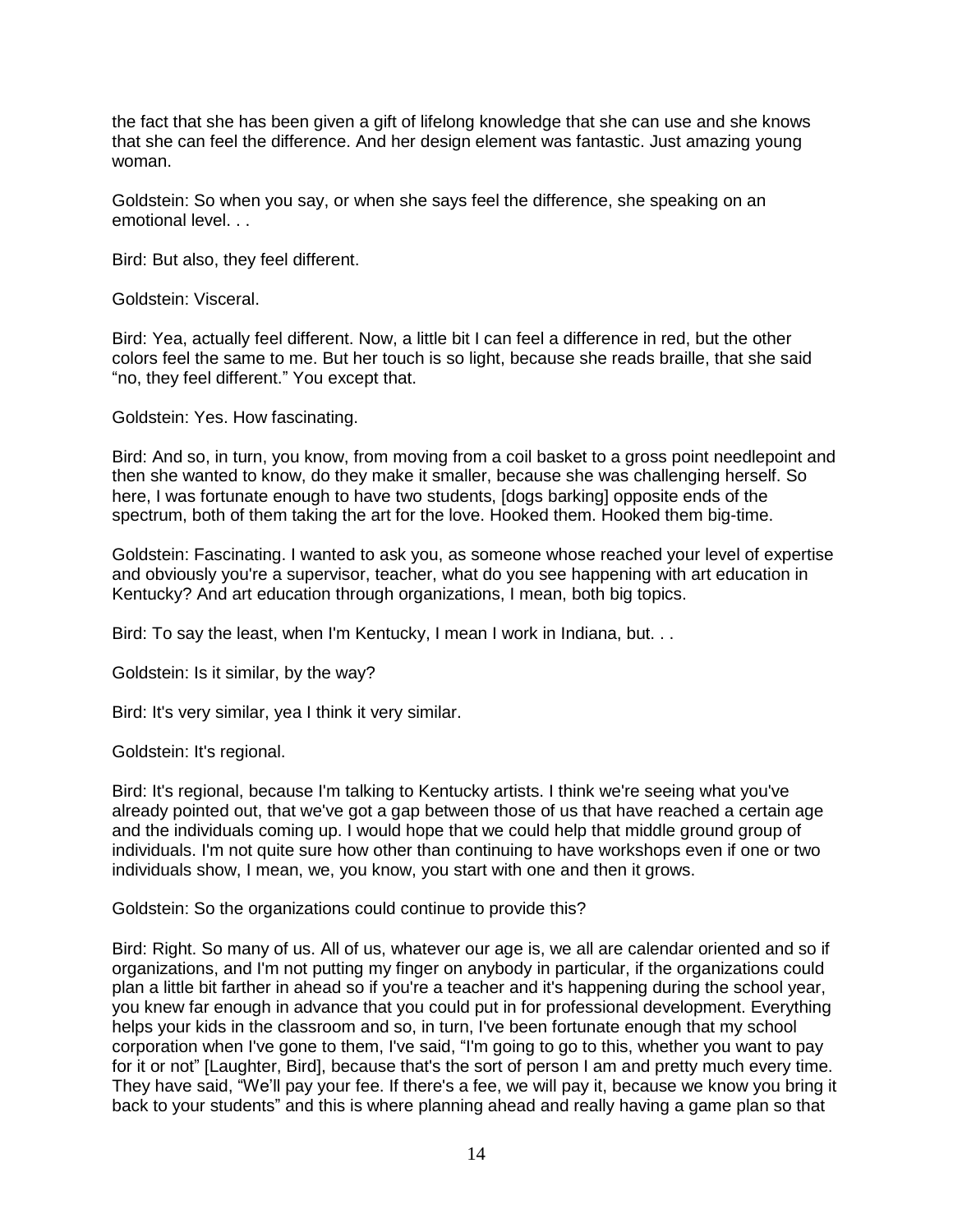the fact that she has been given a gift of lifelong knowledge that she can use and she knows that she can feel the difference. And her design element was fantastic. Just amazing young woman.

Goldstein: So when you say, or when she says feel the difference, she speaking on an emotional level. . .

Bird: But also, they feel different.

Goldstein: Visceral.

Bird: Yea, actually feel different. Now, a little bit I can feel a difference in red, but the other colors feel the same to me. But her touch is so light, because she reads braille, that she said "no, they feel different." You except that.

Goldstein: Yes. How fascinating.

Bird: And so, in turn, you know, from moving from a coil basket to a gross point needlepoint and then she wanted to know, do they make it smaller, because she was challenging herself. So here, I was fortunate enough to have two students, [dogs barking] opposite ends of the spectrum, both of them taking the art for the love. Hooked them. Hooked them big-time.

Goldstein: Fascinating. I wanted to ask you, as someone whose reached your level of expertise and obviously you're a supervisor, teacher, what do you see happening with art education in Kentucky? And art education through organizations, I mean, both big topics.

Bird: To say the least, when I'm Kentucky, I mean I work in Indiana, but. . .

Goldstein: Is it similar, by the way?

Bird: It's very similar, yea I think it very similar.

Goldstein: It's regional.

Bird: It's regional, because I'm talking to Kentucky artists. I think we're seeing what you've already pointed out, that we've got a gap between those of us that have reached a certain age and the individuals coming up. I would hope that we could help that middle ground group of individuals. I'm not quite sure how other than continuing to have workshops even if one or two individuals show, I mean, we, you know, you start with one and then it grows.

Goldstein: So the organizations could continue to provide this?

Bird: Right. So many of us. All of us, whatever our age is, we all are calendar oriented and so if organizations, and I'm not putting my finger on anybody in particular, if the organizations could plan a little bit farther in ahead so if you're a teacher and it's happening during the school year, you knew far enough in advance that you could put in for professional development. Everything helps your kids in the classroom and so, in turn, I've been fortunate enough that my school corporation when I've gone to them, I've said, "I'm going to go to this, whether you want to pay for it or not" [Laughter, Bird], because that's the sort of person I am and pretty much every time. They have said, "We'll pay your fee. If there's a fee, we will pay it, because we know you bring it back to your students" and this is where planning ahead and really having a game plan so that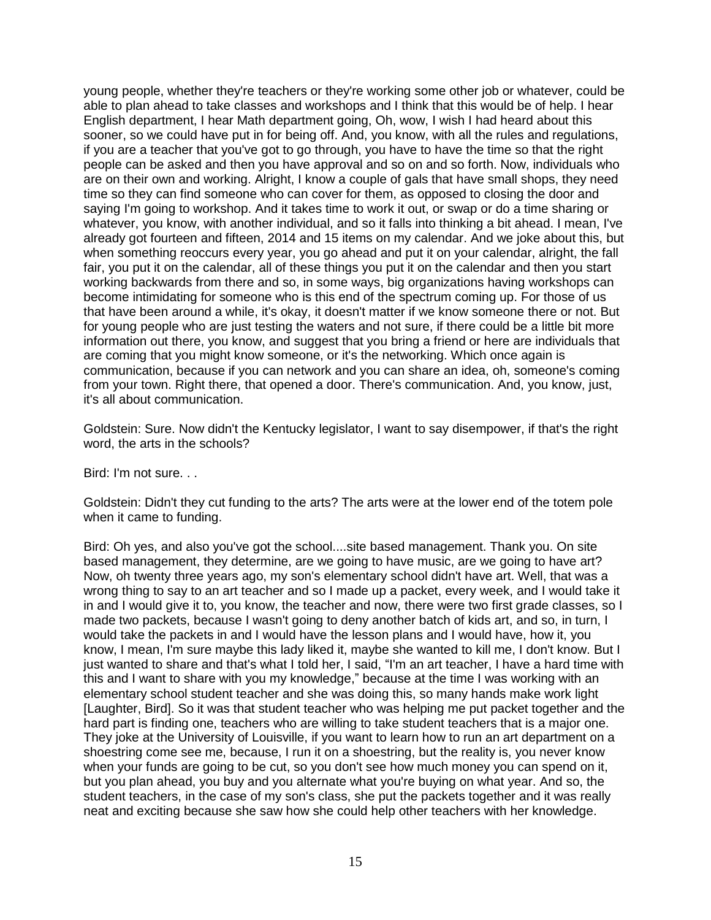young people, whether they're teachers or they're working some other job or whatever, could be able to plan ahead to take classes and workshops and I think that this would be of help. I hear English department, I hear Math department going, Oh, wow, I wish I had heard about this sooner, so we could have put in for being off. And, you know, with all the rules and regulations, if you are a teacher that you've got to go through, you have to have the time so that the right people can be asked and then you have approval and so on and so forth. Now, individuals who are on their own and working. Alright, I know a couple of gals that have small shops, they need time so they can find someone who can cover for them, as opposed to closing the door and saying I'm going to workshop. And it takes time to work it out, or swap or do a time sharing or whatever, you know, with another individual, and so it falls into thinking a bit ahead. I mean, I've already got fourteen and fifteen, 2014 and 15 items on my calendar. And we joke about this, but when something reoccurs every year, you go ahead and put it on your calendar, alright, the fall fair, you put it on the calendar, all of these things you put it on the calendar and then you start working backwards from there and so, in some ways, big organizations having workshops can become intimidating for someone who is this end of the spectrum coming up. For those of us that have been around a while, it's okay, it doesn't matter if we know someone there or not. But for young people who are just testing the waters and not sure, if there could be a little bit more information out there, you know, and suggest that you bring a friend or here are individuals that are coming that you might know someone, or it's the networking. Which once again is communication, because if you can network and you can share an idea, oh, someone's coming from your town. Right there, that opened a door. There's communication. And, you know, just, it's all about communication.

Goldstein: Sure. Now didn't the Kentucky legislator, I want to say disempower, if that's the right word, the arts in the schools?

Bird: I'm not sure. . .

Goldstein: Didn't they cut funding to the arts? The arts were at the lower end of the totem pole when it came to funding.

Bird: Oh yes, and also you've got the school....site based management. Thank you. On site based management, they determine, are we going to have music, are we going to have art? Now, oh twenty three years ago, my son's elementary school didn't have art. Well, that was a wrong thing to say to an art teacher and so I made up a packet, every week, and I would take it in and I would give it to, you know, the teacher and now, there were two first grade classes, so I made two packets, because I wasn't going to deny another batch of kids art, and so, in turn, I would take the packets in and I would have the lesson plans and I would have, how it, you know, I mean, I'm sure maybe this lady liked it, maybe she wanted to kill me, I don't know. But I just wanted to share and that's what I told her, I said, "I'm an art teacher, I have a hard time with this and I want to share with you my knowledge," because at the time I was working with an elementary school student teacher and she was doing this, so many hands make work light [Laughter, Bird]. So it was that student teacher who was helping me put packet together and the hard part is finding one, teachers who are willing to take student teachers that is a major one. They joke at the University of Louisville, if you want to learn how to run an art department on a shoestring come see me, because, I run it on a shoestring, but the reality is, you never know when your funds are going to be cut, so you don't see how much money you can spend on it, but you plan ahead, you buy and you alternate what you're buying on what year. And so, the student teachers, in the case of my son's class, she put the packets together and it was really neat and exciting because she saw how she could help other teachers with her knowledge.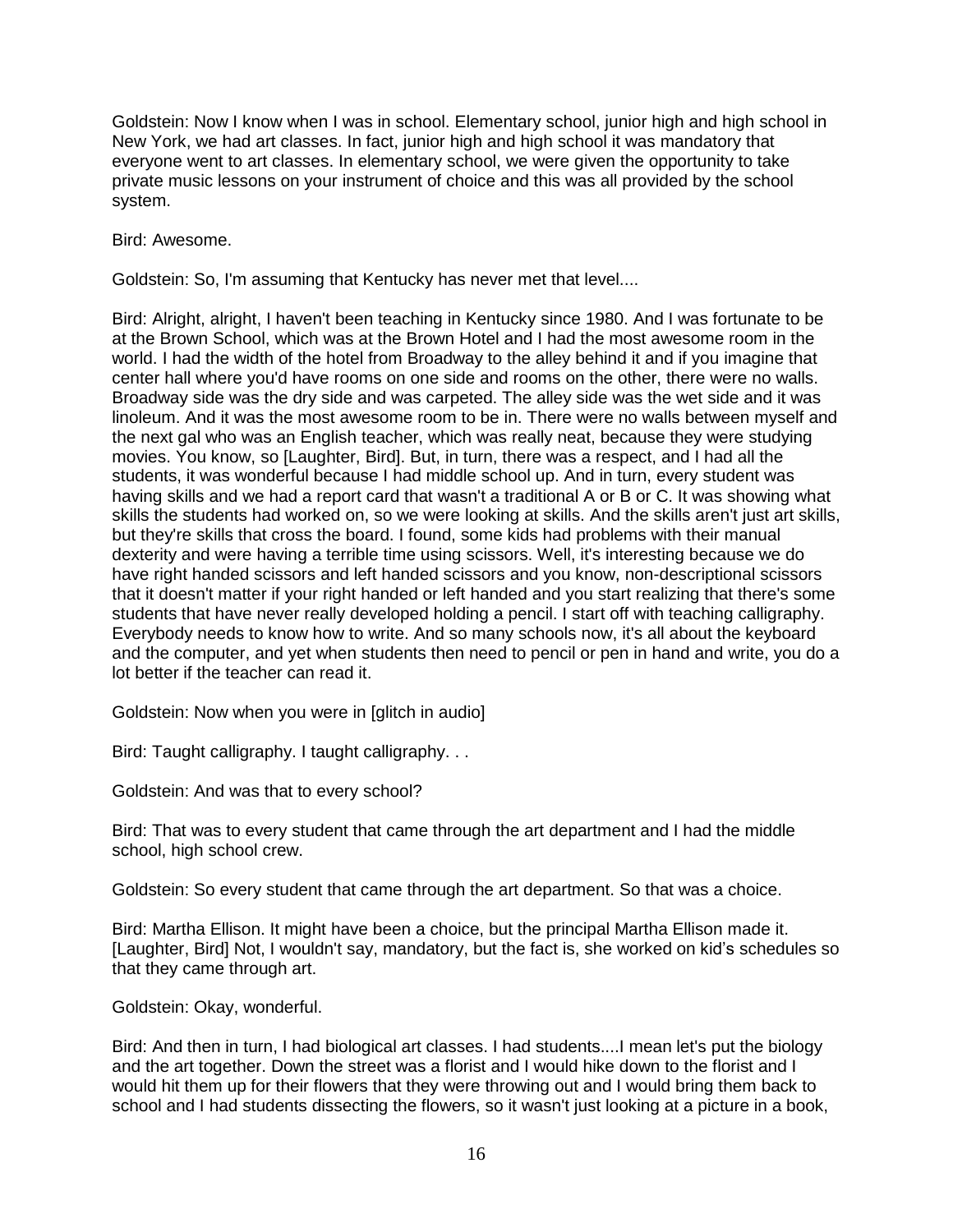Goldstein: Now I know when I was in school. Elementary school, junior high and high school in New York, we had art classes. In fact, junior high and high school it was mandatory that everyone went to art classes. In elementary school, we were given the opportunity to take private music lessons on your instrument of choice and this was all provided by the school system.

Bird: Awesome.

Goldstein: So, I'm assuming that Kentucky has never met that level....

Bird: Alright, alright, I haven't been teaching in Kentucky since 1980. And I was fortunate to be at the Brown School, which was at the Brown Hotel and I had the most awesome room in the world. I had the width of the hotel from Broadway to the alley behind it and if you imagine that center hall where you'd have rooms on one side and rooms on the other, there were no walls. Broadway side was the dry side and was carpeted. The alley side was the wet side and it was linoleum. And it was the most awesome room to be in. There were no walls between myself and the next gal who was an English teacher, which was really neat, because they were studying movies. You know, so [Laughter, Bird]. But, in turn, there was a respect, and I had all the students, it was wonderful because I had middle school up. And in turn, every student was having skills and we had a report card that wasn't a traditional A or B or C. It was showing what skills the students had worked on, so we were looking at skills. And the skills aren't just art skills, but they're skills that cross the board. I found, some kids had problems with their manual dexterity and were having a terrible time using scissors. Well, it's interesting because we do have right handed scissors and left handed scissors and you know, non-descriptional scissors that it doesn't matter if your right handed or left handed and you start realizing that there's some students that have never really developed holding a pencil. I start off with teaching calligraphy. Everybody needs to know how to write. And so many schools now, it's all about the keyboard and the computer, and yet when students then need to pencil or pen in hand and write, you do a lot better if the teacher can read it.

Goldstein: Now when you were in [glitch in audio]

Bird: Taught calligraphy. I taught calligraphy. . .

Goldstein: And was that to every school?

Bird: That was to every student that came through the art department and I had the middle school, high school crew.

Goldstein: So every student that came through the art department. So that was a choice.

Bird: Martha Ellison. It might have been a choice, but the principal Martha Ellison made it. [Laughter, Bird] Not, I wouldn't say, mandatory, but the fact is, she worked on kid's schedules so that they came through art.

Goldstein: Okay, wonderful.

Bird: And then in turn, I had biological art classes. I had students....I mean let's put the biology and the art together. Down the street was a florist and I would hike down to the florist and I would hit them up for their flowers that they were throwing out and I would bring them back to school and I had students dissecting the flowers, so it wasn't just looking at a picture in a book,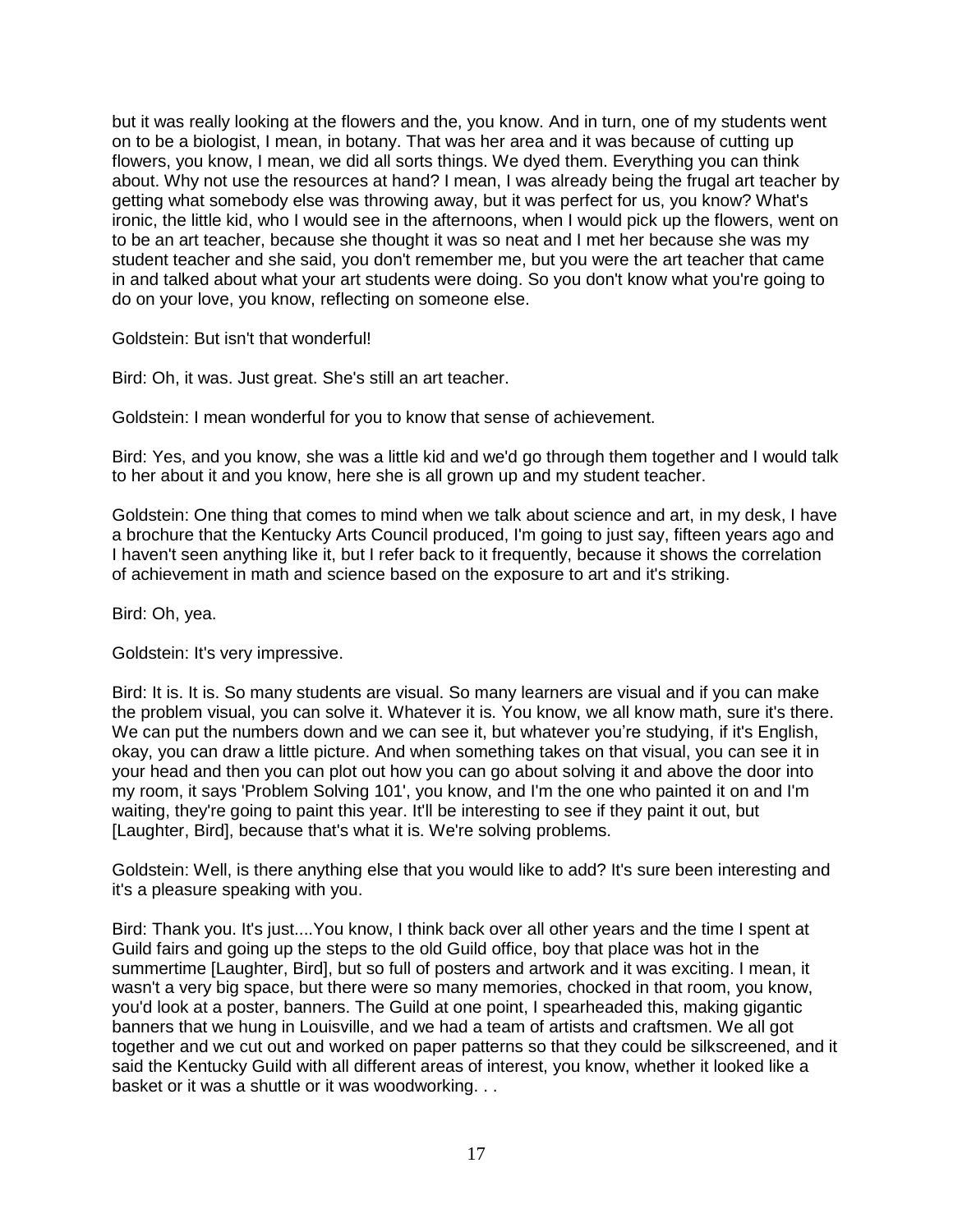but it was really looking at the flowers and the, you know. And in turn, one of my students went on to be a biologist, I mean, in botany. That was her area and it was because of cutting up flowers, you know, I mean, we did all sorts things. We dyed them. Everything you can think about. Why not use the resources at hand? I mean, I was already being the frugal art teacher by getting what somebody else was throwing away, but it was perfect for us, you know? What's ironic, the little kid, who I would see in the afternoons, when I would pick up the flowers, went on to be an art teacher, because she thought it was so neat and I met her because she was my student teacher and she said, you don't remember me, but you were the art teacher that came in and talked about what your art students were doing. So you don't know what you're going to do on your love, you know, reflecting on someone else.

Goldstein: But isn't that wonderful!

Bird: Oh, it was. Just great. She's still an art teacher.

Goldstein: I mean wonderful for you to know that sense of achievement.

Bird: Yes, and you know, she was a little kid and we'd go through them together and I would talk to her about it and you know, here she is all grown up and my student teacher.

Goldstein: One thing that comes to mind when we talk about science and art, in my desk, I have a brochure that the Kentucky Arts Council produced, I'm going to just say, fifteen years ago and I haven't seen anything like it, but I refer back to it frequently, because it shows the correlation of achievement in math and science based on the exposure to art and it's striking.

Bird: Oh, yea.

Goldstein: It's very impressive.

Bird: It is. It is. So many students are visual. So many learners are visual and if you can make the problem visual, you can solve it. Whatever it is. You know, we all know math, sure it's there. We can put the numbers down and we can see it, but whatever you're studying, if it's English, okay, you can draw a little picture. And when something takes on that visual, you can see it in your head and then you can plot out how you can go about solving it and above the door into my room, it says 'Problem Solving 101', you know, and I'm the one who painted it on and I'm waiting, they're going to paint this year. It'll be interesting to see if they paint it out, but [Laughter, Bird], because that's what it is. We're solving problems.

Goldstein: Well, is there anything else that you would like to add? It's sure been interesting and it's a pleasure speaking with you.

Bird: Thank you. It's just....You know, I think back over all other years and the time I spent at Guild fairs and going up the steps to the old Guild office, boy that place was hot in the summertime [Laughter, Bird], but so full of posters and artwork and it was exciting. I mean, it wasn't a very big space, but there were so many memories, chocked in that room, you know, you'd look at a poster, banners. The Guild at one point, I spearheaded this, making gigantic banners that we hung in Louisville, and we had a team of artists and craftsmen. We all got together and we cut out and worked on paper patterns so that they could be silkscreened, and it said the Kentucky Guild with all different areas of interest, you know, whether it looked like a basket or it was a shuttle or it was woodworking. . .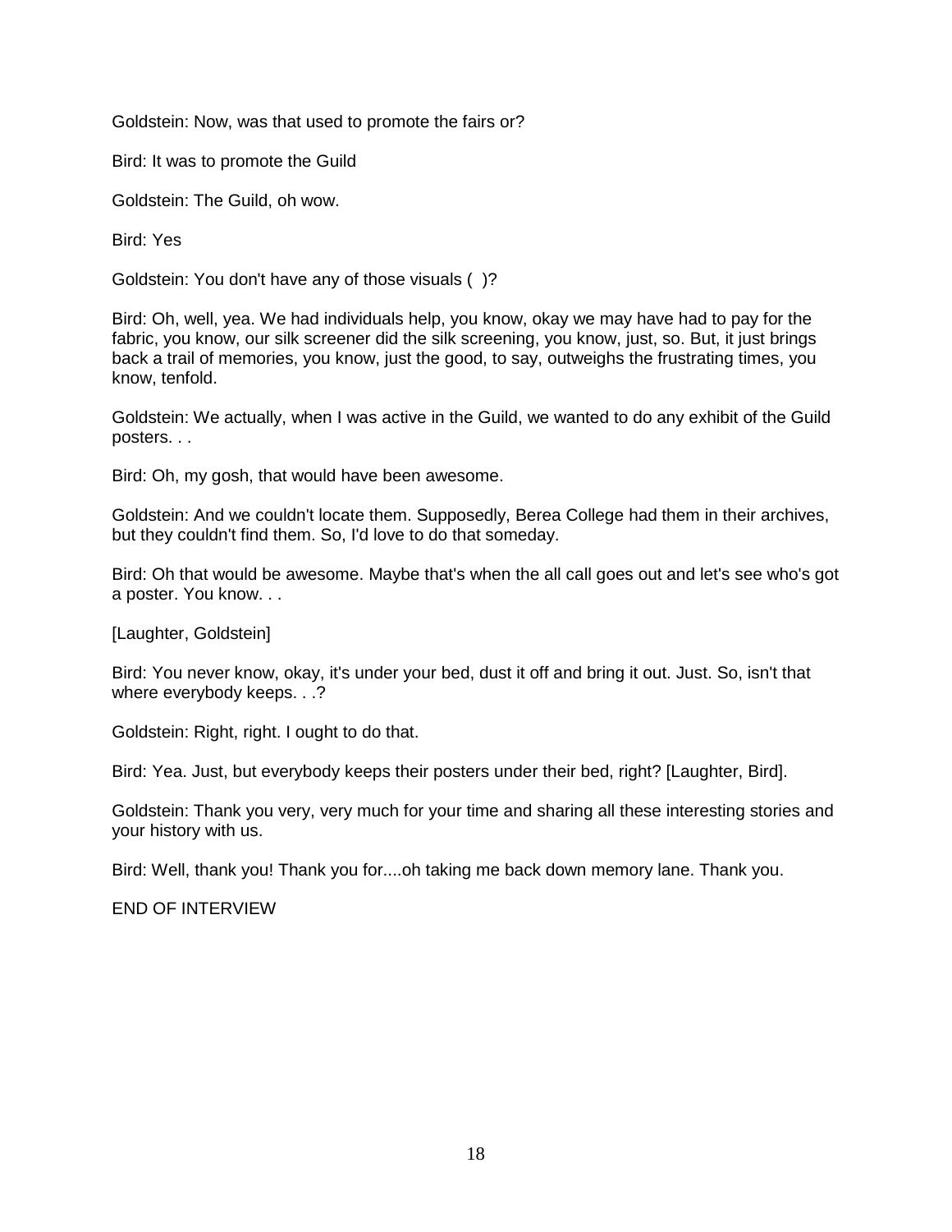Goldstein: Now, was that used to promote the fairs or?

Bird: It was to promote the Guild

Goldstein: The Guild, oh wow.

Bird: Yes

Goldstein: You don't have any of those visuals ( )?

Bird: Oh, well, yea. We had individuals help, you know, okay we may have had to pay for the fabric, you know, our silk screener did the silk screening, you know, just, so. But, it just brings back a trail of memories, you know, just the good, to say, outweighs the frustrating times, you know, tenfold.

Goldstein: We actually, when I was active in the Guild, we wanted to do any exhibit of the Guild posters. . .

Bird: Oh, my gosh, that would have been awesome.

Goldstein: And we couldn't locate them. Supposedly, Berea College had them in their archives, but they couldn't find them. So, I'd love to do that someday.

Bird: Oh that would be awesome. Maybe that's when the all call goes out and let's see who's got a poster. You know. . .

[Laughter, Goldstein]

Bird: You never know, okay, it's under your bed, dust it off and bring it out. Just. So, isn't that where everybody keeps. . .?

Goldstein: Right, right. I ought to do that.

Bird: Yea. Just, but everybody keeps their posters under their bed, right? [Laughter, Bird].

Goldstein: Thank you very, very much for your time and sharing all these interesting stories and your history with us.

Bird: Well, thank you! Thank you for....oh taking me back down memory lane. Thank you.

END OF INTERVIEW